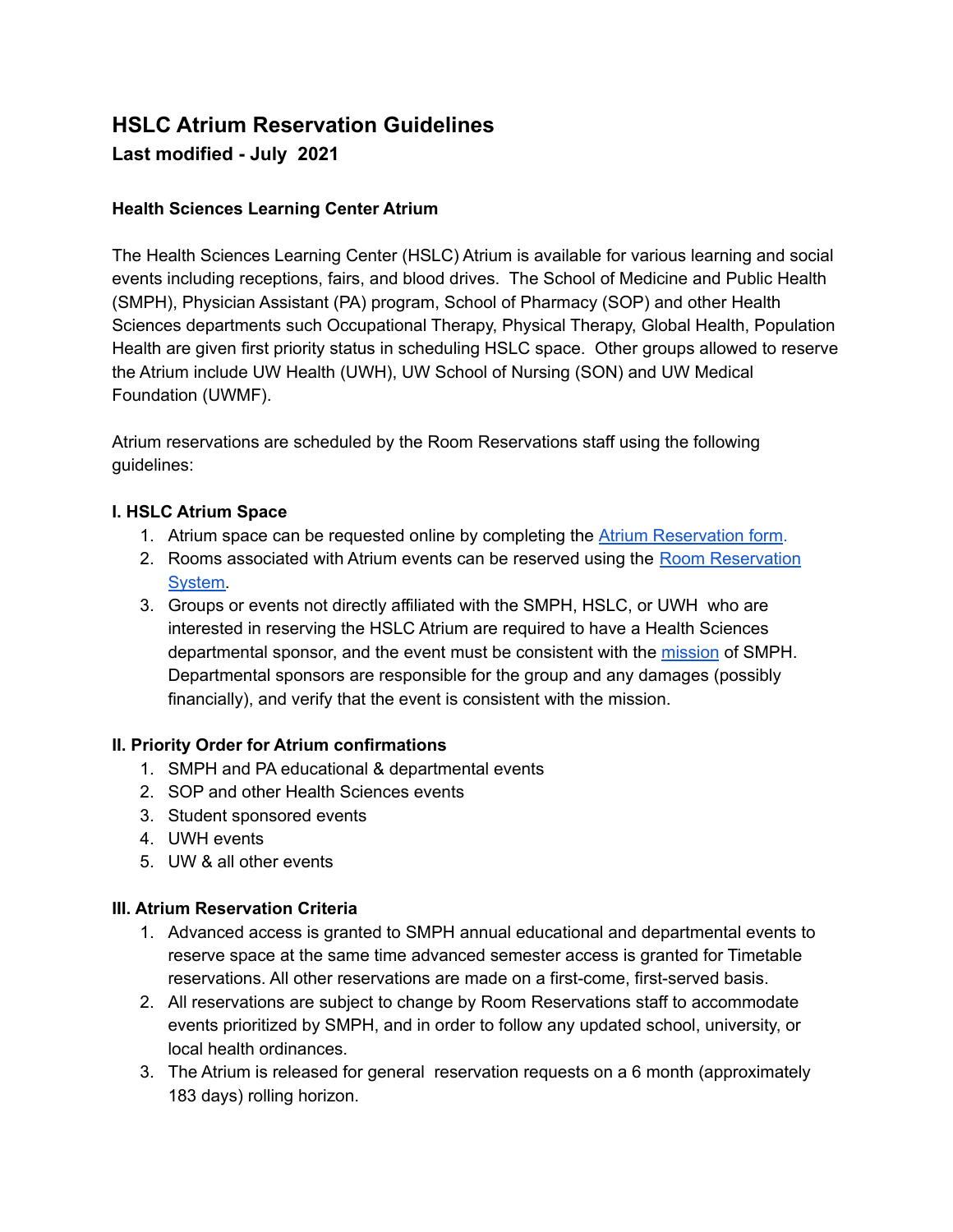# HSLC Atrium Reservation Guidelines

## Last modified - July 2021

### Health Sciences Learning Center Atrium

The Health Sciences Learning Center (HSLC) Atrium is available for various learning and social events including receptions, fairs, and blood drives. The School of Medicine and Public Health (SMPH), Physician Assistant (PA) program, School of Pharmacy (SOP) and other Health Sciences departments such Occupational Therapy, Physical Therapy, Global Health, Population Health are given first priority status in scheduling HSLC space. Other groups allowed to reserve the Atrium include UW Health (UWH), UW School of Nursing (SON) and UW Medical Foundation (UWMF).

Atrium reservations are scheduled by the Room Reservations staff using the following guidelines:

### I. HSLC Atrium Space

1. Atrium space can be requested online by completing the Atrium Reservation form.
2. Rooms associated with Atrium events can be reserved using the Room Reservation System.
3. Groups or events not directly affiliated with the SMPH, HSLC, or UWH who are interested in reserving the HSLC Atrium are required to have a Health Sciences departmental sponsor, and the event must be consistent with the mission of SMPH. Departmental sponsors are responsible for the group and any damages (possibly financially), and verify that the event is consistent with the mission.

### II. Priority Order for Atrium confirmations

1. SMPH and PA educational & departmental events
2. SOP and other Health Sciences events
3. Student sponsored events
4. UWH events
5. UW & all other events

### III. Atrium Reservation Criteria

1. Advanced access is granted to SMPH annual educational and departmental events to reserve space at the same time advanced semester access is granted for Timetable reservations. All other reservations are made on a first-come, first-served basis.
2. All reservations are subject to change by Room Reservations staff to accommodate events prioritized by SMPH, and in order to follow any updated school, university, or local health ordinances.
3. The Atrium is released for general reservation requests on a 6 month (approximately 183 days) rolling horizon.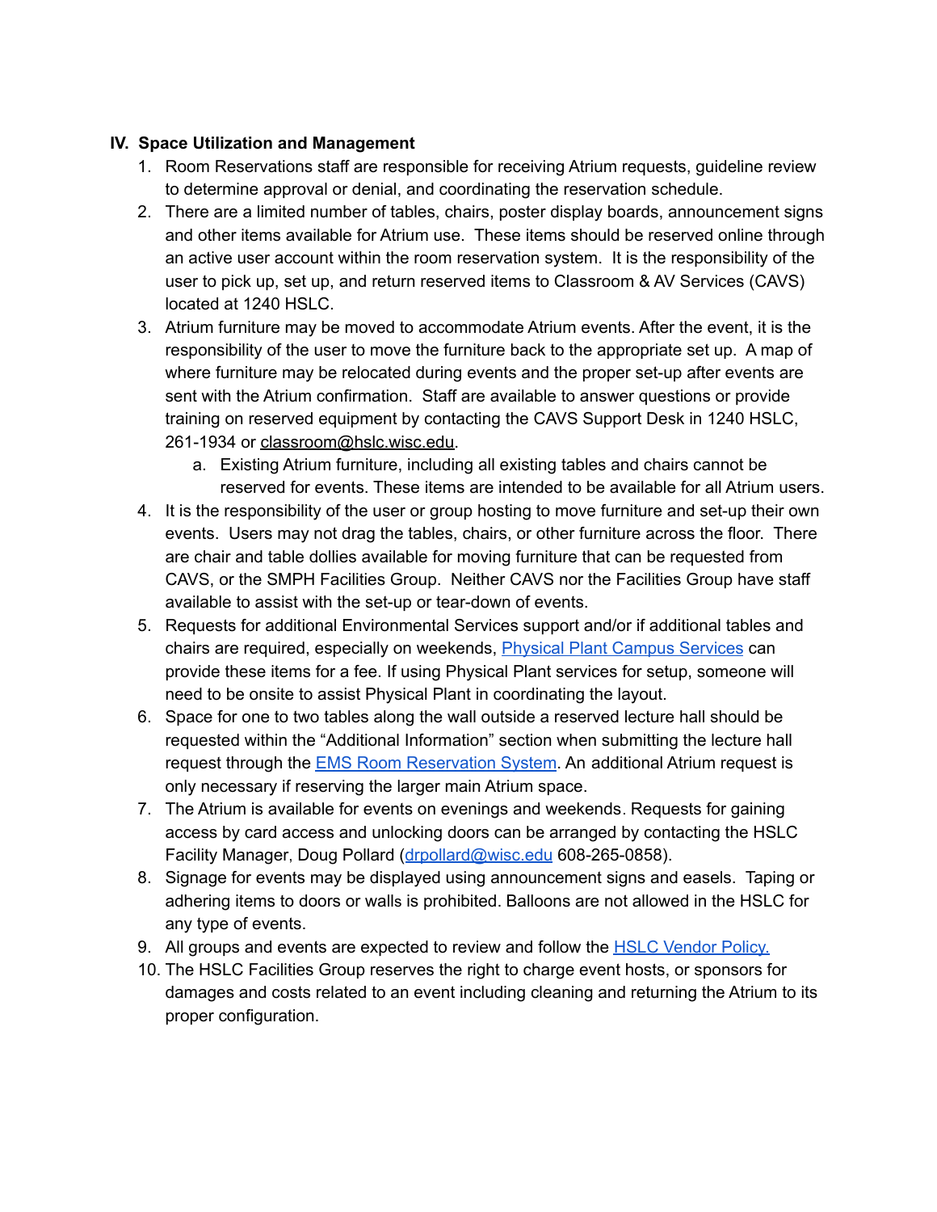## IV. Space Utilization and Management

1. Room Reservations staff are responsible for receiving Atrium requests, guideline review to determine approval or denial, and coordinating the reservation schedule.
2. There are a limited number of tables, chairs, poster display boards, announcement signs and other items available for Atrium use. These items should be reserved online through an active user account within the room reservation system. It is the responsibility of the user to pick up, set up, and return reserved items to Classroom & AV Services (CAVS) located at 1240 HSLC.
3. Atrium furniture may be moved to accommodate Atrium events. After the event, it is the responsibility of the user to move the furniture back to the appropriate set up. A map of where furniture may be relocated during events and the proper set-up after events are sent with the Atrium confirmation. Staff are available to answer questions or provide training on reserved equipment by contacting the CAVS Support Desk in 1240 HSLC, 261-1934 or classroom@hslc.wisc.edu.
    a. Existing Atrium furniture, including all existing tables and chairs cannot be reserved for events. These items are intended to be available for all Atrium users.
4. It is the responsibility of the user or group hosting to move furniture and set-up their own events. Users may not drag the tables, chairs, or other furniture across the floor. There are chair and table dollies available for moving furniture that can be requested from CAVS, or the SMPH Facilities Group. Neither CAVS nor the Facilities Group have staff available to assist with the set-up or tear-down of events.
5. Requests for additional Environmental Services support and/or if additional tables and chairs are required, especially on weekends, Physical Plant Campus Services can provide these items for a fee. If using Physical Plant services for setup, someone will need to be onsite to assist Physical Plant in coordinating the layout.
6. Space for one to two tables along the wall outside a reserved lecture hall should be requested within the "Additional Information" section when submitting the lecture hall request through the EMS Room Reservation System. An additional Atrium request is only necessary if reserving the larger main Atrium space.
7. The Atrium is available for events on evenings and weekends. Requests for gaining access by card access and unlocking doors can be arranged by contacting the HSLC Facility Manager, Doug Pollard (drpollard@wisc.edu 608-265-0858).
8. Signage for events may be displayed using announcement signs and easels. Taping or adhering items to doors or walls is prohibited. Balloons are not allowed in the HSLC for any type of events.
9. All groups and events are expected to review and follow the HSLC Vendor Policy.
10. The HSLC Facilities Group reserves the right to charge event hosts, or sponsors for damages and costs related to an event including cleaning and returning the Atrium to its proper configuration.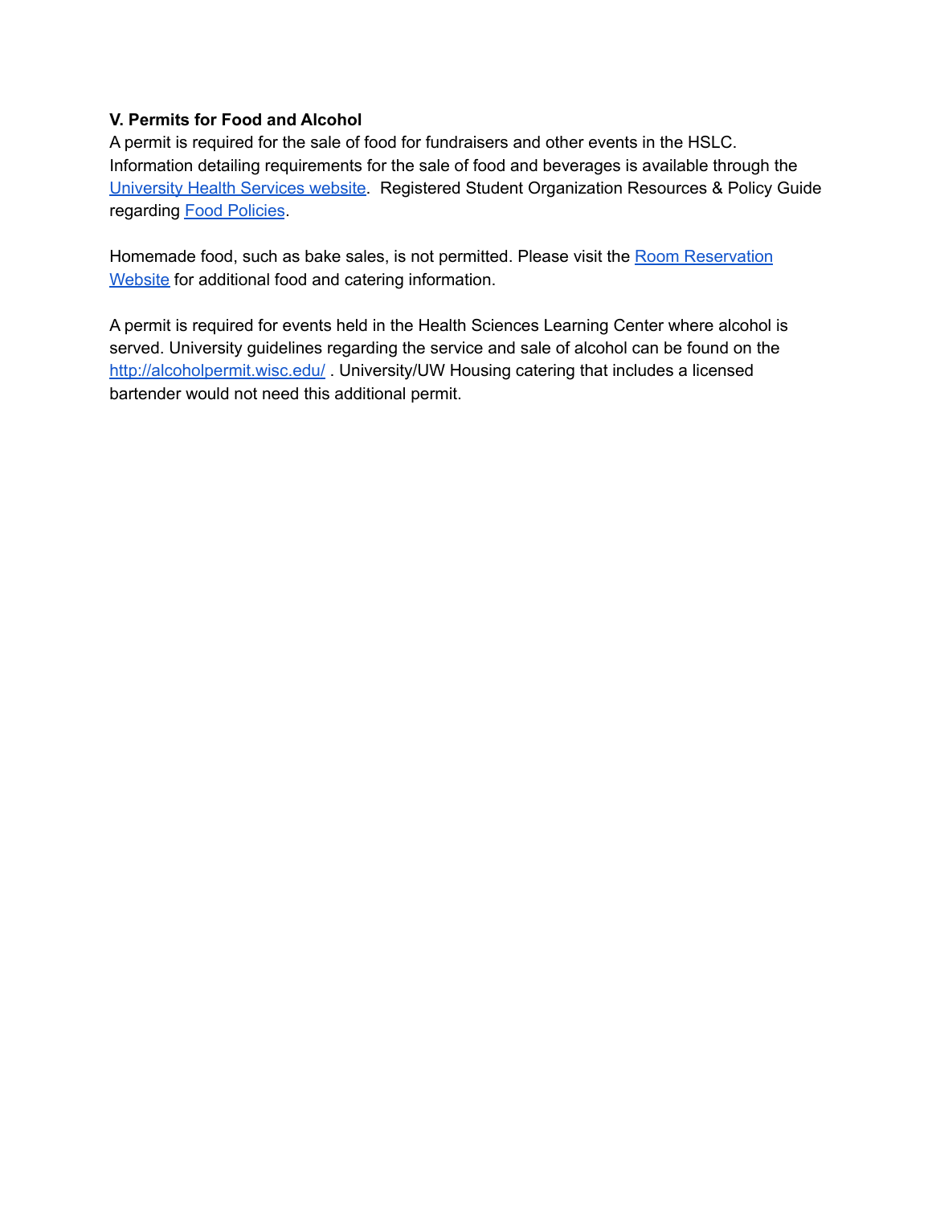**V. Permits for Food and Alcohol**

A permit is required for the sale of food for fundraisers and other events in the HSLC. Information detailing requirements for the sale of food and beverages is available through the University Health Services website. Registered Student Organization Resources & Policy Guide regarding Food Policies.

Homemade food, such as bake sales, is not permitted. Please visit the Room Reservation Website for additional food and catering information.

A permit is required for events held in the Health Sciences Learning Center where alcohol is served. University guidelines regarding the service and sale of alcohol can be found on the http://alcoholpermit.wisc.edu/ . University/UW Housing catering that includes a licensed bartender would not need this additional permit.